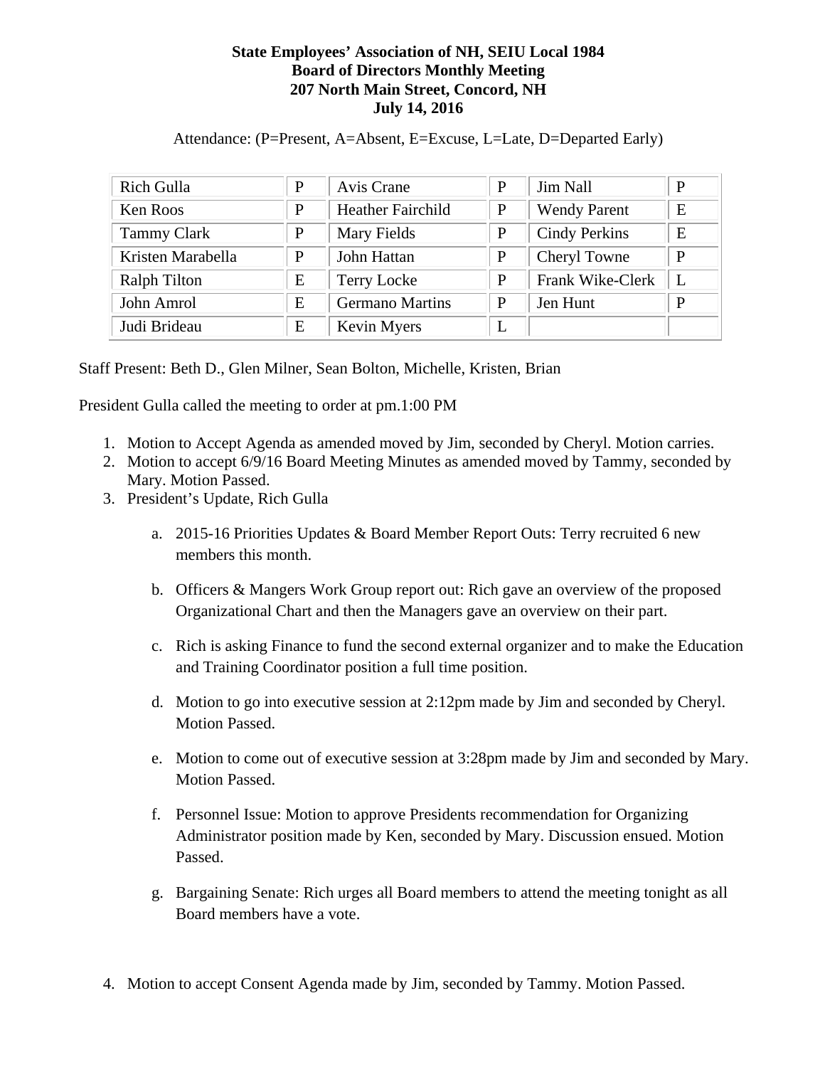**State Employees' Association of NH, SEIU Local 1984**
**Board of Directors Monthly Meeting**
**207 North Main Street, Concord, NH**
**July 14, 2016**

Attendance: (P=Present, A=Absent, E=Excuse, L=Late, D=Departed Early)

| | | | | | |
|---|---|---|---|---|---|
| Rich Gulla | P | Avis Crane | P | Jim Nall | P |
| Ken Roos | P | Heather Fairchild | P | Wendy Parent | E |
| Tammy Clark | P | Mary Fields | P | Cindy Perkins | E |
| Kristen Marabella | P | John Hattan | P | Cheryl Towne | P |
| Ralph Tilton | E | Terry Locke | P | Frank Wike-Clerk | L |
| John Amrol | E | Germano Martins | P | Jen Hunt | P |
| Judi Brideau | E | Kevin Myers | L | | |

Staff Present: Beth D., Glen Milner, Sean Bolton, Michelle, Kristen, Brian

President Gulla called the meeting to order at pm.1:00 PM

1. Motion to Accept Agenda as amended moved by Jim, seconded by Cheryl. Motion carries.
2. Motion to accept 6/9/16 Board Meeting Minutes as amended moved by Tammy, seconded by Mary. Motion Passed.
3. President's Update, Rich Gulla

   a. 2015-16 Priorities Updates & Board Member Report Outs: Terry recruited 6 new members this month.

   b. Officers & Mangers Work Group report out: Rich gave an overview of the proposed Organizational Chart and then the Managers gave an overview on their part.

   c. Rich is asking Finance to fund the second external organizer and to make the Education and Training Coordinator position a full time position.

   d. Motion to go into executive session at 2:12pm made by Jim and seconded by Cheryl. Motion Passed.

   e. Motion to come out of executive session at 3:28pm made by Jim and seconded by Mary. Motion Passed.

   f. Personnel Issue: Motion to approve Presidents recommendation for Organizing Administrator position made by Ken, seconded by Mary. Discussion ensued. Motion Passed.

   g. Bargaining Senate: Rich urges all Board members to attend the meeting tonight as all Board members have a vote.

4. Motion to accept Consent Agenda made by Jim, seconded by Tammy. Motion Passed.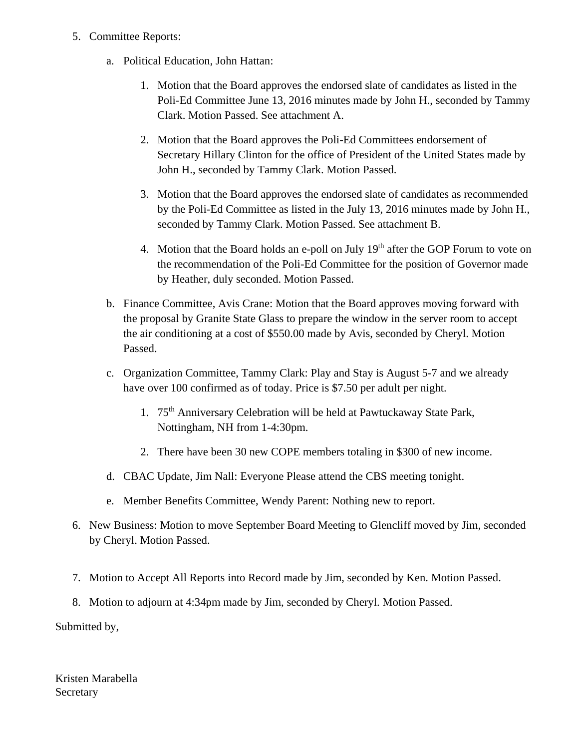5. Committee Reports:

   a. Political Education, John Hattan:

      1. Motion that the Board approves the endorsed slate of candidates as listed in the Poli-Ed Committee June 13, 2016 minutes made by John H., seconded by Tammy Clark. Motion Passed. See attachment A.

      2. Motion that the Board approves the Poli-Ed Committees endorsement of Secretary Hillary Clinton for the office of President of the United States made by John H., seconded by Tammy Clark. Motion Passed.

      3. Motion that the Board approves the endorsed slate of candidates as recommended by the Poli-Ed Committee as listed in the July 13, 2016 minutes made by John H., seconded by Tammy Clark. Motion Passed. See attachment B.

      4. Motion that the Board holds an e-poll on July 19th after the GOP Forum to vote on the recommendation of the Poli-Ed Committee for the position of Governor made by Heather, duly seconded. Motion Passed.

   b. Finance Committee, Avis Crane: Motion that the Board approves moving forward with the proposal by Granite State Glass to prepare the window in the server room to accept the air conditioning at a cost of $550.00 made by Avis, seconded by Cheryl. Motion Passed.

   c. Organization Committee, Tammy Clark: Play and Stay is August 5-7 and we already have over 100 confirmed as of today. Price is $7.50 per adult per night.

      1. 75th Anniversary Celebration will be held at Pawtuckaway State Park, Nottingham, NH from 1-4:30pm.

      2. There have been 30 new COPE members totaling in $300 of new income.

   d. CBAC Update, Jim Nall: Everyone Please attend the CBS meeting tonight.

   e. Member Benefits Committee, Wendy Parent: Nothing new to report.

6. New Business: Motion to move September Board Meeting to Glencliff moved by Jim, seconded by Cheryl. Motion Passed.

7. Motion to Accept All Reports into Record made by Jim, seconded by Ken. Motion Passed.

8. Motion to adjourn at 4:34pm made by Jim, seconded by Cheryl. Motion Passed.

Submitted by,

Kristen Marabella
Secretary